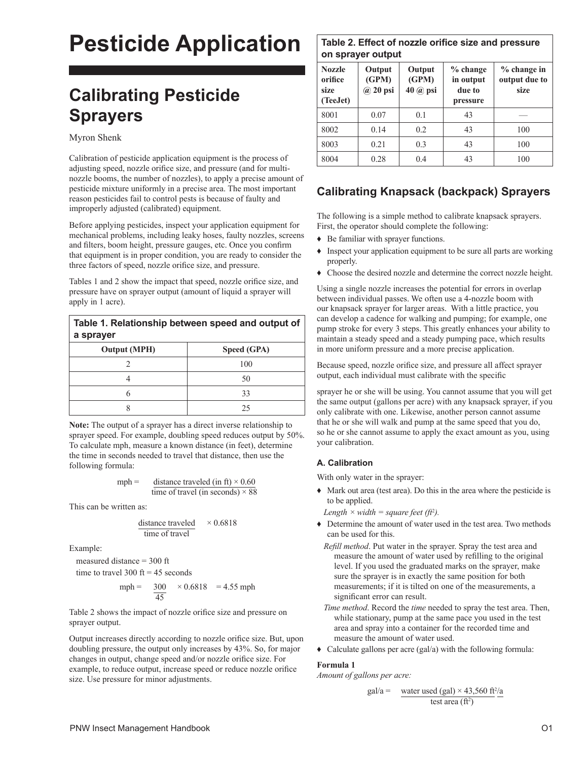#  Pesticide Application

## Calibrating Pesticide Sprayers

Myron Shenk

Calibration of pesticide application equipment is the process of adjusting speed, nozzle orifice size, and pressure (and for multi-nozzle booms, the number of nozzles), to apply a precise amount of pesticide mixture uniformly in a precise area. The most important reason pesticides fail to control pests is because of faulty and improperly adjusted (calibrated) equipment.

Before applying pesticides, inspect your application equipment for mechanical problems, including leaky hoses, faulty nozzles, screens and filters, boom height, pressure gauges, etc. Once you confirm that equipment is in proper condition, you are ready to consider the three factors of speed, nozzle orifice size, and pressure.

Tables 1 and 2 show the impact that speed, nozzle orifice size, and pressure have on sprayer output (amount of liquid a sprayer will apply in 1 acre).

**Table 1. Relationship between speed and output of a sprayer**

| Output (MPH) | Speed (GPA) |
|---|---|
| 2 | 100 |
| 4 | 50 |
| 6 | 33 |
| 8 | 25 |

**Note:** The output of a sprayer has a direct inverse relationship to sprayer speed. For example, doubling speed reduces output by 50%. To calculate mph, measure a known distance (in feet), determine the time in seconds needed to travel that distance, then use the following formula:

$$\text{mph} = \frac{\text{distance traveled (in ft)} \times 0.60}{\text{time of travel (in seconds)} \times 88}$$

This can be written as:

$$\frac{\text{distance traveled}}{\text{time of travel}} \times 0.6818$$

Example:

measured distance = 300 ft

time to travel 300 ft = 45 seconds

$$\text{mph} = \frac{300}{45} \times 0.6818 = 4.55 \text{ mph}$$

Table 2 shows the impact of nozzle orifice size and pressure on sprayer output.

Output increases directly according to nozzle orifice size. But, upon doubling pressure, the output only increases by 43%. So, for major changes in output, change speed and/or nozzle orifice size. For example, to reduce output, increase speed or reduce nozzle orifice size. Use pressure for minor adjustments.

**Table 2. Effect of nozzle orifice size and pressure on sprayer output**

| Nozzle orifice size (TeeJet) | Output (GPM) @ 20 psi | Output (GPM) 40 @ psi | % change in output due to pressure | % change in output due to size |
|---|---|---|---|---|
| 8001 | 0.07 | 0.1 | 43 | — |
| 8002 | 0.14 | 0.2 | 43 | 100 |
| 8003 | 0.21 | 0.3 | 43 | 100 |
| 8004 | 0.28 | 0.4 | 43 | 100 |

## Calibrating Knapsack (backpack) Sprayers

The following is a simple method to calibrate knapsack sprayers. First, the operator should complete the following:

- Be familiar with sprayer functions.
- Inspect your application equipment to be sure all parts are working properly.
- Choose the desired nozzle and determine the correct nozzle height.

Using a single nozzle increases the potential for errors in overlap between individual passes. We often use a 4-nozzle boom with our knapsack sprayer for larger areas. With a little practice, you can develop a cadence for walking and pumping; for example, one pump stroke for every 3 steps. This greatly enhances your ability to maintain a steady speed and a steady pumping pace, which results in more uniform pressure and a more precise application.

Because speed, nozzle orifice size, and pressure all affect sprayer output, each individual must calibrate with the specific sprayer he or she will be using. You cannot assume that you will get the same output (gallons per acre) with any knapsack sprayer, if you only calibrate with one. Likewise, another person cannot assume that he or she will walk and pump at the same speed that you do, so he or she cannot assume to apply the exact amount as you, using your calibration.

### A. Calibration

With only water in the sprayer:

- Mark out area (test area). Do this in the area where the pesticide is to be applied.

  *Length × width = square feet (ft²).*

- Determine the amount of water used in the test area. Two methods can be used for this.

  *Refill method*. Put water in the sprayer. Spray the test area and measure the amount of water used by refilling to the original level. If you used the graduated marks on the sprayer, make sure the sprayer is in exactly the same position for both measurements; if it is tilted on one of the measurements, a significant error can result.

  *Time method*. Record the *time* needed to spray the test area. Then, while stationary, pump at the same pace you used in the test area and spray into a container for the recorded time and measure the amount of water used.

- Calculate gallons per acre (gal/a) with the following formula:

**Formula 1**

*Amount of gallons per acre:*

$$\text{gal/a} = \frac{\text{water used (gal)} \times 43{,}560 \text{ ft}^2\text{/a}}{\text{test area (ft}^2\text{)}}$$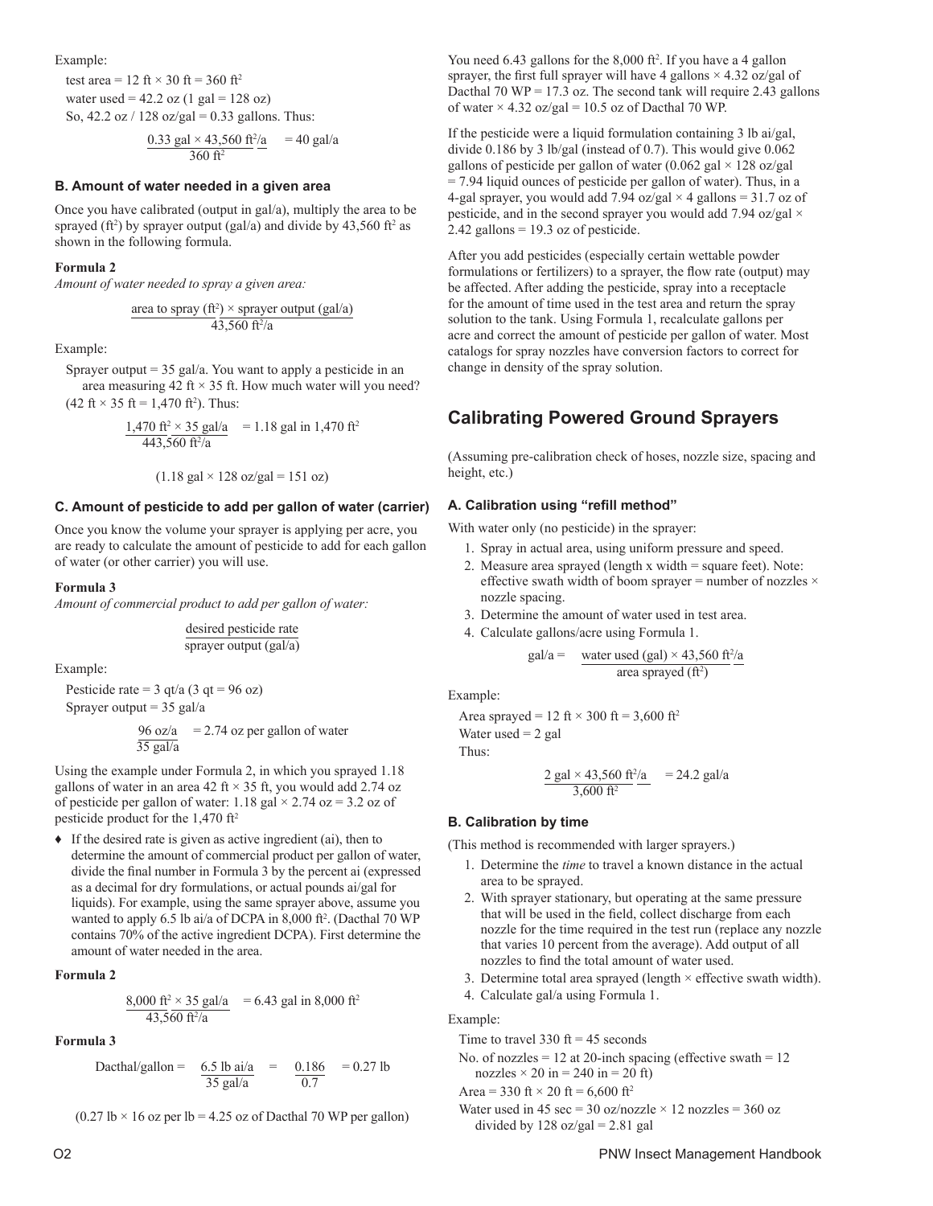Example:

test area = 12 ft × 30 ft = 360 $ft^2$

water used = 42.2 oz (1 gal = 128 oz)

So, 42.2 oz / 128 oz/gal = 0.33 gallons. Thus:

$$\frac{0.33 \text{ gal} \times 43{,}560 \text{ ft}^2/\text{a}}{360 \text{ ft}^2} = 40 \text{ gal/a}$$

### B. Amount of water needed in a given area

Once you have calibrated (output in gal/a), multiply the area to be sprayed ($ft^2$) by sprayer output (gal/a) and divide by 43,560 $ft^2$ as shown in the following formula.

**Formula 2**

*Amount of water needed to spray a given area:*

$$\frac{\text{area to spray (ft}^2) \times \text{sprayer output (gal/a)}}{43{,}560 \text{ ft}^2/\text{a}}$$

Example:

Sprayer output = 35 gal/a. You want to apply a pesticide in an area measuring 42 ft × 35 ft. How much water will you need? (42 ft × 35 ft = 1,470 $ft^2$). Thus:

$$\frac{1{,}470 \text{ ft}^2 \times 35 \text{ gal/a}}{443{,}560 \text{ ft}^2/\text{a}} = 1.18 \text{ gal in } 1{,}470 \text{ ft}^2$$

(1.18 gal × 128 oz/gal = 151 oz)

### C. Amount of pesticide to add per gallon of water (carrier)

Once you know the volume your sprayer is applying per acre, you are ready to calculate the amount of pesticide to add for each gallon of water (or other carrier) you will use.

**Formula 3**

*Amount of commercial product to add per gallon of water:*

$$\frac{\text{desired pesticide rate}}{\text{sprayer output (gal/a)}}$$

Example:

Pesticide rate = 3 qt/a (3 qt = 96 oz)

Sprayer output = 35 gal/a

$$\frac{96 \text{ oz/a}}{35 \text{ gal/a}} = 2.74 \text{ oz per gallon of water}$$

Using the example under Formula 2, in which you sprayed 1.18 gallons of water in an area 42 ft × 35 ft, you would add 2.74 oz of pesticide per gallon of water: 1.18 gal × 2.74 oz = 3.2 oz of pesticide product for the 1,470 $ft^2$

- ♦ If the desired rate is given as active ingredient (ai), then to determine the amount of commercial product per gallon of water, divide the final number in Formula 3 by the percent ai (expressed as a decimal for dry formulations, or actual pounds ai/gal for liquids). For example, using the same sprayer above, assume you wanted to apply 6.5 lb ai/a of DCPA in 8,000 $ft^2$. (Dacthal 70 WP contains 70% of the active ingredient DCPA). First determine the amount of water needed in the area.

**Formula 2**

$$\frac{8{,}000 \text{ ft}^2 \times 35 \text{ gal/a}}{43{,}560 \text{ ft}^2/\text{a}} = 6.43 \text{ gal in } 8{,}000 \text{ ft}^2$$

**Formula 3**

$$\text{Dacthal/gallon} = \frac{6.5 \text{ lb ai/a}}{35 \text{ gal/a}} = \frac{0.186}{0.7} = 0.27 \text{ lb}$$

(0.27 lb × 16 oz per lb = 4.25 oz of Dacthal 70 WP per gallon)

You need 6.43 gallons for the 8,000 $ft^2$. If you have a 4 gallon sprayer, the first full sprayer will have 4 gallons × 4.32 oz/gal of Dacthal 70 WP = 17.3 oz. The second tank will require 2.43 gallons of water × 4.32 oz/gal = 10.5 oz of Dacthal 70 WP.

If the pesticide were a liquid formulation containing 3 lb ai/gal, divide 0.186 by 3 lb/gal (instead of 0.7). This would give 0.062 gallons of pesticide per gallon of water (0.062 gal × 128 oz/gal = 7.94 liquid ounces of pesticide per gallon of water). Thus, in a 4-gal sprayer, you would add 7.94 oz/gal × 4 gallons = 31.7 oz of pesticide, and in the second sprayer you would add 7.94 oz/gal × 2.42 gallons = 19.3 oz of pesticide.

After you add pesticides (especially certain wettable powder formulations or fertilizers) to a sprayer, the flow rate (output) may be affected. After adding the pesticide, spray into a receptacle for the amount of time used in the test area and return the spray solution to the tank. Using Formula 1, recalculate gallons per acre and correct the amount of pesticide per gallon of water. Most catalogs for spray nozzles have conversion factors to correct for change in density of the spray solution.

## Calibrating Powered Ground Sprayers

(Assuming pre-calibration check of hoses, nozzle size, spacing and height, etc.)

### A. Calibration using "refill method"

With water only (no pesticide) in the sprayer:

1. Spray in actual area, using uniform pressure and speed.
2. Measure area sprayed (length x width = square feet). Note: effective swath width of boom sprayer = number of nozzles × nozzle spacing.
3. Determine the amount of water used in test area.
4. Calculate gallons/acre using Formula 1.

$$\text{gal/a} = \frac{\text{water used (gal)} \times 43{,}560 \text{ ft}^2/\text{a}}{\text{area sprayed (ft}^2)}$$

Example:

Area sprayed = 12 ft × 300 ft = 3,600 $ft^2$

Water used = 2 gal

Thus:

$$\frac{2 \text{ gal} \times 43{,}560 \text{ ft}^2/\text{a}}{3{,}600 \text{ ft}^2} = 24.2 \text{ gal/a}$$

### B. Calibration by time

(This method is recommended with larger sprayers.)

1. Determine the *time* to travel a known distance in the actual area to be sprayed.
2. With sprayer stationary, but operating at the same pressure that will be used in the field, collect discharge from each nozzle for the time required in the test run (replace any nozzle that varies 10 percent from the average). Add output of all nozzles to find the total amount of water used.
3. Determine total area sprayed (length × effective swath width).
4. Calculate gal/a using Formula 1.

Example:

Time to travel 330 ft = 45 seconds

No. of nozzles = 12 at 20-inch spacing (effective swath = 12 nozzles × 20 in = 240 in = 20 ft)

Area = 330 ft × 20 ft = 6,600 $ft^2$

Water used in 45 sec = 30 oz/nozzle × 12 nozzles = 360 oz divided by 128 oz/gal = 2.81 gal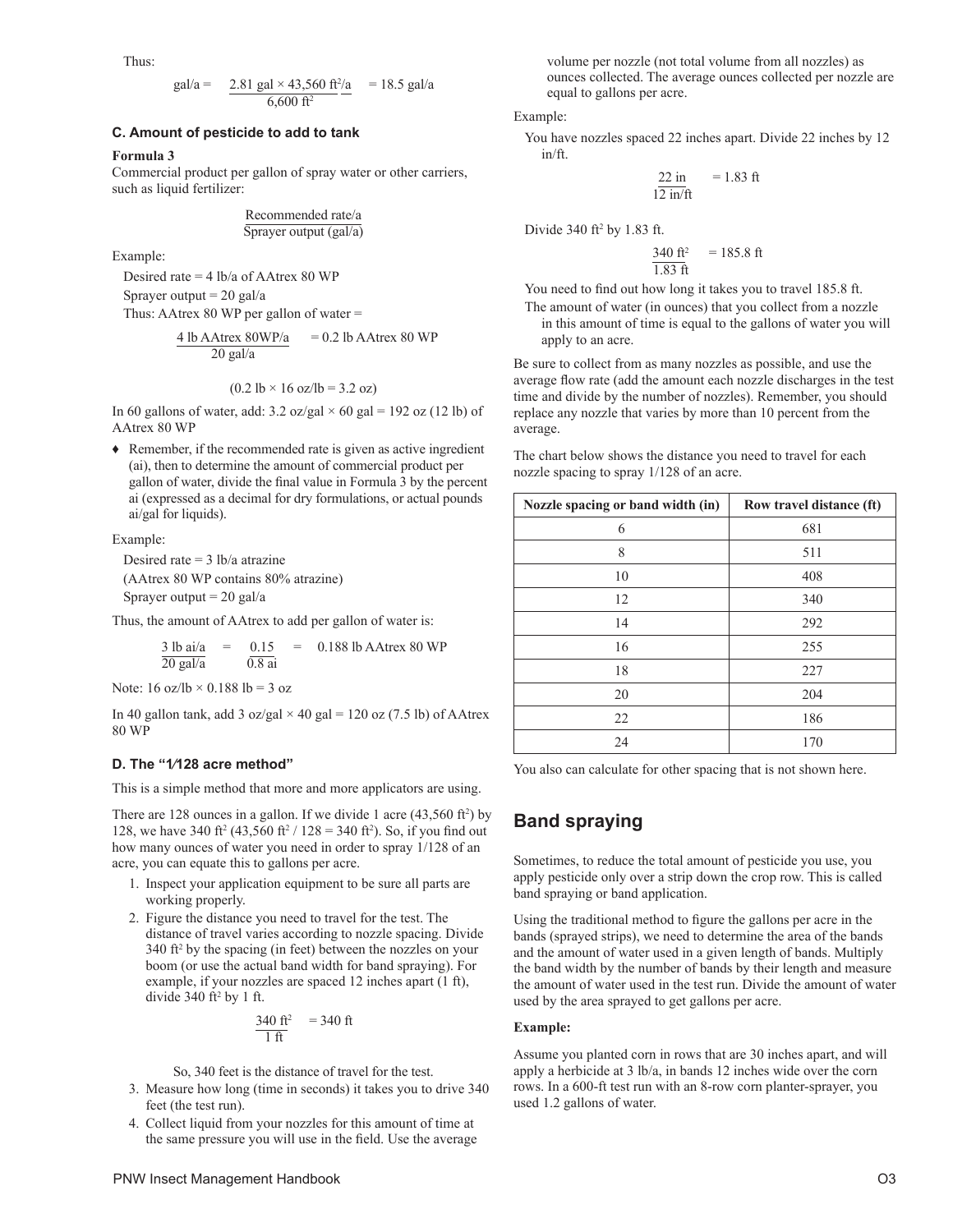Thus:

$$\text{gal/a} = \frac{2.81 \text{ gal} \times 43{,}560 \text{ ft}^2\text{/a}}{6{,}600 \text{ ft}^2} = 18.5 \text{ gal/a}$$

### C. Amount of pesticide to add to tank

**Formula 3**

Commercial product per gallon of spray water or other carriers, such as liquid fertilizer:

$$\frac{\text{Recommended rate/a}}{\text{Sprayer output (gal/a)}}$$

Example:

Desired rate = 4 lb/a of AAtrex 80 WP

Sprayer output = 20 gal/a

Thus: AAtrex 80 WP per gallon of water =

$$\frac{4 \text{ lb AAtrex 80WP/a}}{20 \text{ gal/a}} = 0.2 \text{ lb AAtrex 80 WP}$$

$$(0.2 \text{ lb} \times 16 \text{ oz/lb} = 3.2 \text{ oz})$$

In 60 gallons of water, add: 3.2 oz/gal × 60 gal = 192 oz (12 lb) of AAtrex 80 WP

- Remember, if the recommended rate is given as active ingredient (ai), then to determine the amount of commercial product per gallon of water, divide the final value in Formula 3 by the percent ai (expressed as a decimal for dry formulations, or actual pounds ai/gal for liquids).

Example:

Desired rate = 3 lb/a atrazine

(AAtrex 80 WP contains 80% atrazine)

Sprayer output = 20 gal/a

Thus, the amount of AAtrex to add per gallon of water is:

$$\frac{3 \text{ lb ai/a}}{20 \text{ gal/a}} = \frac{0.15}{0.8 \text{ ai}} = 0.188 \text{ lb AAtrex 80 WP}$$

Note: 16 oz/lb × 0.188 lb = 3 oz

In 40 gallon tank, add 3 oz/gal × 40 gal = 120 oz (7.5 lb) of AAtrex 80 WP

### D. The "1⁄128 acre method"

This is a simple method that more and more applicators are using.

There are 128 ounces in a gallon. If we divide 1 acre (43,560 ft²) by 128, we have 340 ft² (43,560 ft² / 128 = 340 ft²). So, if you find out how many ounces of water you need in order to spray 1/128 of an acre, you can equate this to gallons per acre.

1. Inspect your application equipment to be sure all parts are working properly.
2. Figure the distance you need to travel for the test. The distance of travel varies according to nozzle spacing. Divide 340 ft² by the spacing (in feet) between the nozzles on your boom (or use the actual band width for band spraying). For example, if your nozzles are spaced 12 inches apart (1 ft), divide 340 ft² by 1 ft.

   $$\frac{340 \text{ ft}^2}{1 \text{ ft}} = 340 \text{ ft}$$

   So, 340 feet is the distance of travel for the test.
3. Measure how long (time in seconds) it takes you to drive 340 feet (the test run).
4. Collect liquid from your nozzles for this amount of time at the same pressure you will use in the field. Use the average volume per nozzle (not total volume from all nozzles) as ounces collected. The average ounces collected per nozzle are equal to gallons per acre.

Example:

You have nozzles spaced 22 inches apart. Divide 22 inches by 12 in/ft.

$$\frac{22 \text{ in}}{12 \text{ in/ft}} = 1.83 \text{ ft}$$

Divide 340 ft² by 1.83 ft.

$$\frac{340 \text{ ft}^2}{1.83 \text{ ft}} = 185.8 \text{ ft}$$

You need to find out how long it takes you to travel 185.8 ft.

The amount of water (in ounces) that you collect from a nozzle in this amount of time is equal to the gallons of water you will apply to an acre.

Be sure to collect from as many nozzles as possible, and use the average flow rate (add the amount each nozzle discharges in the test time and divide by the number of nozzles). Remember, you should replace any nozzle that varies by more than 10 percent from the average.

The chart below shows the distance you need to travel for each nozzle spacing to spray 1/128 of an acre.

| Nozzle spacing or band width (in) | Row travel distance (ft) |
|---|---|
| 6 | 681 |
| 8 | 511 |
| 10 | 408 |
| 12 | 340 |
| 14 | 292 |
| 16 | 255 |
| 18 | 227 |
| 20 | 204 |
| 22 | 186 |
| 24 | 170 |

You also can calculate for other spacing that is not shown here.

## Band spraying

Sometimes, to reduce the total amount of pesticide you use, you apply pesticide only over a strip down the crop row. This is called band spraying or band application.

Using the traditional method to figure the gallons per acre in the bands (sprayed strips), we need to determine the area of the bands and the amount of water used in a given length of bands. Multiply the band width by the number of bands by their length and measure the amount of water used in the test run. Divide the amount of water used by the area sprayed to get gallons per acre.

**Example:**

Assume you planted corn in rows that are 30 inches apart, and will apply a herbicide at 3 lb/a, in bands 12 inches wide over the corn rows. In a 600-ft test run with an 8-row corn planter-sprayer, you used 1.2 gallons of water.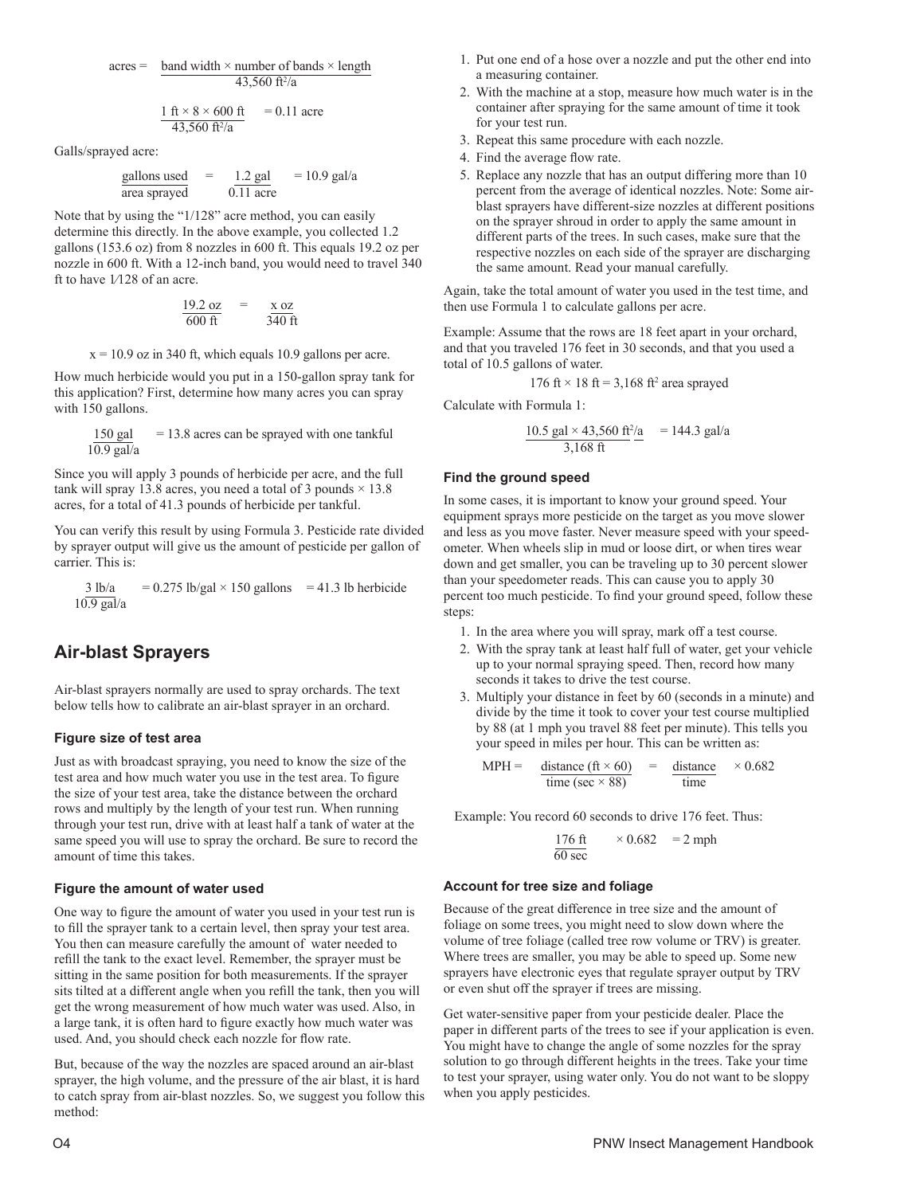$$\text{acres} = \frac{\text{band width} \times \text{number of bands} \times \text{length}}{43{,}560 \text{ ft}^2/\text{a}}$$

$$\frac{1 \text{ ft} \times 8 \times 600 \text{ ft}}{43{,}560 \text{ ft}^2/\text{a}} = 0.11 \text{ acre}$$

Galls/sprayed acre:

$$\frac{\text{gallons used}}{\text{area sprayed}} = \frac{1.2 \text{ gal}}{0.11 \text{ acre}} = 10.9 \text{ gal/a}$$

Note that by using the "1/128" acre method, you can easily determine this directly. In the above example, you collected 1.2 gallons (153.6 oz) from 8 nozzles in 600 ft. This equals 19.2 oz per nozzle in 600 ft. With a 12-inch band, you would need to travel 340 ft to have 1⁄128 of an acre.

$$\frac{19.2 \text{ oz}}{600 \text{ ft}} = \frac{x \text{ oz}}{340 \text{ ft}}$$

$x = 10.9$ oz in 340 ft, which equals 10.9 gallons per acre.

How much herbicide would you put in a 150-gallon spray tank for this application? First, determine how many acres you can spray with 150 gallons.

$$\frac{150 \text{ gal}}{10.9 \text{ gal/a}} = 13.8 \text{ acres can be sprayed with one tankful}$$

Since you will apply 3 pounds of herbicide per acre, and the full tank will spray 13.8 acres, you need a total of 3 pounds × 13.8 acres, for a total of 41.3 pounds of herbicide per tankful.

You can verify this result by using Formula 3. Pesticide rate divided by sprayer output will give us the amount of pesticide per gallon of carrier. This is:

$$\frac{3 \text{ lb/a}}{10.9 \text{ gal/a}} = 0.275 \text{ lb/gal} \times 150 \text{ gallons} = 41.3 \text{ lb herbicide}$$

## Air-blast Sprayers

Air-blast sprayers normally are used to spray orchards. The text below tells how to calibrate an air-blast sprayer in an orchard.

### Figure size of test area

Just as with broadcast spraying, you need to know the size of the test area and how much water you use in the test area. To figure the size of your test area, take the distance between the orchard rows and multiply by the length of your test run. When running through your test run, drive with at least half a tank of water at the same speed you will use to spray the orchard. Be sure to record the amount of time this takes.

### Figure the amount of water used

One way to figure the amount of water you used in your test run is to fill the sprayer tank to a certain level, then spray your test area. You then can measure carefully the amount of water needed to refill the tank to the exact level. Remember, the sprayer must be sitting in the same position for both measurements. If the sprayer sits tilted at a different angle when you refill the tank, then you will get the wrong measurement of how much water was used. Also, in a large tank, it is often hard to figure exactly how much water was used. And, you should check each nozzle for flow rate.

But, because of the way the nozzles are spaced around an air-blast sprayer, the high volume, and the pressure of the air blast, it is hard to catch spray from air-blast nozzles. So, we suggest you follow this method:

1. Put one end of a hose over a nozzle and put the other end into a measuring container.
2. With the machine at a stop, measure how much water is in the container after spraying for the same amount of time it took for your test run.
3. Repeat this same procedure with each nozzle.
4. Find the average flow rate.
5. Replace any nozzle that has an output differing more than 10 percent from the average of identical nozzles. Note: Some air-blast sprayers have different-size nozzles at different positions on the sprayer shroud in order to apply the same amount in different parts of the trees. In such cases, make sure that the respective nozzles on each side of the sprayer are discharging the same amount. Read your manual carefully.

Again, take the total amount of water you used in the test time, and then use Formula 1 to calculate gallons per acre.

Example: Assume that the rows are 18 feet apart in your orchard, and that you traveled 176 feet in 30 seconds, and that you used a total of 10.5 gallons of water.

$$176 \text{ ft} \times 18 \text{ ft} = 3{,}168 \text{ ft}^2 \text{ area sprayed}$$

Calculate with Formula 1:

$$\frac{10.5 \text{ gal} \times 43{,}560 \text{ ft}^2/\text{a}}{3{,}168 \text{ ft}} = 144.3 \text{ gal/a}$$

### Find the ground speed

In some cases, it is important to know your ground speed. Your equipment sprays more pesticide on the target as you move slower and less as you move faster. Never measure speed with your speedometer. When wheels slip in mud or loose dirt, or when tires wear down and get smaller, you can be traveling up to 30 percent slower than your speedometer reads. This can cause you to apply 30 percent too much pesticide. To find your ground speed, follow these steps:

1. In the area where you will spray, mark off a test course.
2. With the spray tank at least half full of water, get your vehicle up to your normal spraying speed. Then, record how many seconds it takes to drive the test course.
3. Multiply your distance in feet by 60 (seconds in a minute) and divide by the time it took to cover your test course multiplied by 88 (at 1 mph you travel 88 feet per minute). This tells you your speed in miles per hour. This can be written as:

$$\text{MPH} = \frac{\text{distance (ft} \times 60)}{\text{time (sec} \times 88)} = \frac{\text{distance}}{\text{time}} \times 0.682$$

Example: You record 60 seconds to drive 176 feet. Thus:

$$\frac{176 \text{ ft}}{60 \text{ sec}} \times 0.682 = 2 \text{ mph}$$

### Account for tree size and foliage

Because of the great difference in tree size and the amount of foliage on some trees, you might need to slow down where the volume of tree foliage (called tree row volume or TRV) is greater. Where trees are smaller, you may be able to speed up. Some new sprayers have electronic eyes that regulate sprayer output by TRV or even shut off the sprayer if trees are missing.

Get water-sensitive paper from your pesticide dealer. Place the paper in different parts of the trees to see if your application is even. You might have to change the angle of some nozzles for the spray solution to go through different heights in the trees. Take your time to test your sprayer, using water only. You do not want to be sloppy when you apply pesticides.